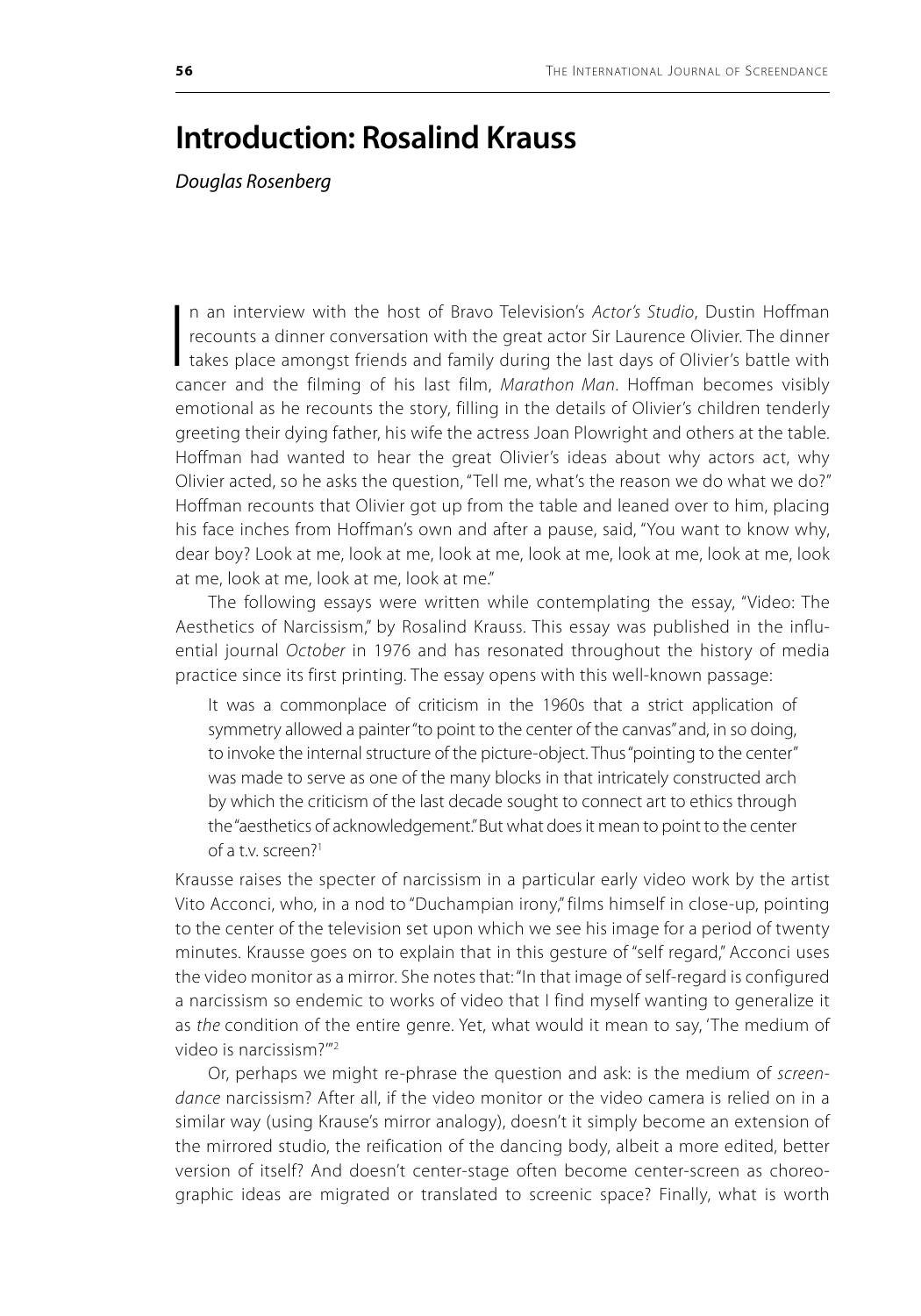# Introduction: Rosalind Krauss

*Douglas Rosenberg*

In an interview with the host of Bravo Television's *Actor's Studio*, Dustin Hoffman recounts a dinner conversation with the great actor Sir Laurence Olivier. The dinner takes place amongst friends and family during the last days of Olivier's battle with cancer and the filming of his last film, *Marathon Man*. Hoffman becomes visibly emotional as he recounts the story, filling in the details of Olivier's children tenderly greeting their dying father, his wife the actress Joan Plowright and others at the table. Hoffman had wanted to hear the great Olivier's ideas about why actors act, why Olivier acted, so he asks the question, "Tell me, what's the reason we do what we do?" Hoffman recounts that Olivier got up from the table and leaned over to him, placing his face inches from Hoffman's own and after a pause, said, "You want to know why, dear boy? Look at me, look at me, look at me, look at me, look at me, look at me, look at me, look at me, look at me, look at me."

The following essays were written while contemplating the essay, "Video: The Aesthetics of Narcissism," by Rosalind Krauss. This essay was published in the influential journal *October* in 1976 and has resonated throughout the history of media practice since its first printing. The essay opens with this well-known passage:

> It was a commonplace of criticism in the 1960s that a strict application of symmetry allowed a painter "to point to the center of the canvas" and, in so doing, to invoke the internal structure of the picture-object. Thus "pointing to the center" was made to serve as one of the many blocks in that intricately constructed arch by which the criticism of the last decade sought to connect art to ethics through the "aesthetics of acknowledgement." But what does it mean to point to the center of a t.v. screen?[1]

Krausse raises the specter of narcissism in a particular early video work by the artist Vito Acconci, who, in a nod to "Duchampian irony," films himself in close-up, pointing to the center of the television set upon which we see his image for a period of twenty minutes. Krausse goes on to explain that in this gesture of "self regard," Acconci uses the video monitor as a mirror. She notes that: "In that image of self-regard is configured a narcissism so endemic to works of video that I find myself wanting to generalize it as *the* condition of the entire genre. Yet, what would it mean to say, 'The medium of video is narcissism?'"[2]

Or, perhaps we might re-phrase the question and ask: is the medium of *screendance* narcissism? After all, if the video monitor or the video camera is relied on in a similar way (using Krause's mirror analogy), doesn't it simply become an extension of the mirrored studio, the reification of the dancing body, albeit a more edited, better version of itself? And doesn't center-stage often become center-screen as choreographic ideas are migrated or translated to screenic space? Finally, what is worth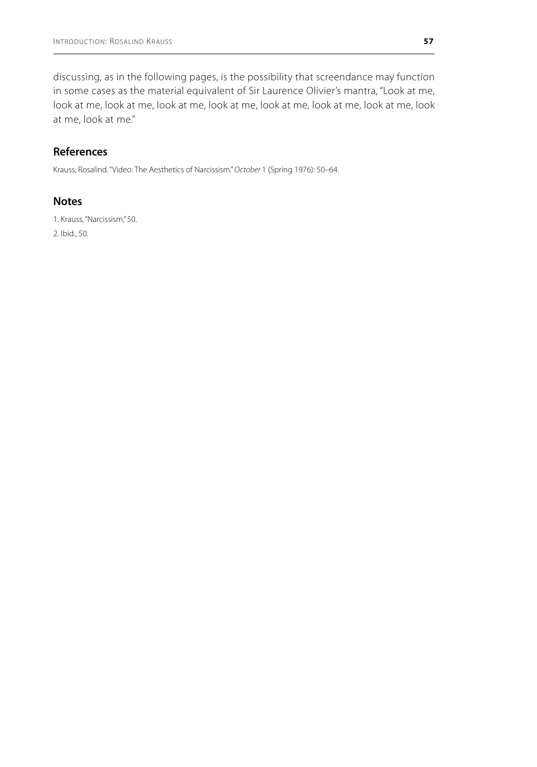discussing, as in the following pages, is the possibility that screendance may function in some cases as the material equivalent of Sir Laurence Olivier's mantra, "Look at me, look at me, look at me, look at me, look at me, look at me, look at me, look at me, look at me, look at me."

## References

Krauss, Rosalind. "Video: The Aesthetics of Narcissism." *October* 1 (Spring 1976): 50–64.

## Notes

1. Krauss, "Narcissism," 50.
2. Ibid., 50.